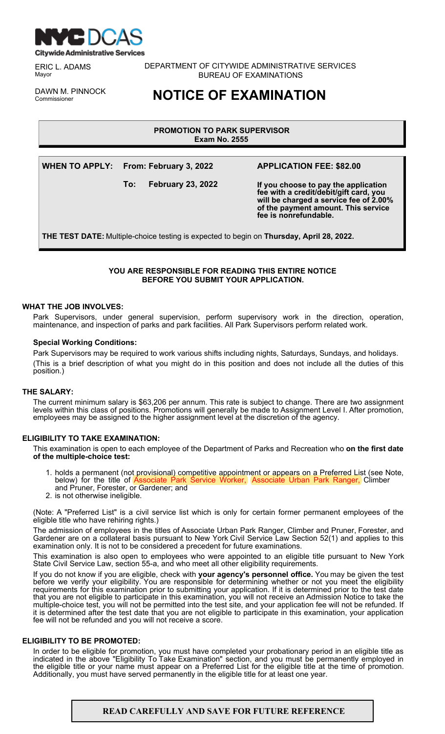NYC DCAS
Citywide Administrative Services

ERIC L. ADAMS
Mayor

DAWN M. PINNOCK
Commissioner

DEPARTMENT OF CITYWIDE ADMINISTRATIVE SERVICES
BUREAU OF EXAMINATIONS

# NOTICE OF EXAMINATION

**PROMOTION TO PARK SUPERVISOR**
**Exam No. 2555**

**WHEN TO APPLY:** **From: February 3, 2022**
**To: February 23, 2022**

**APPLICATION FEE: $82.00**

**If you choose to pay the application fee with a credit/debit/gift card, you will be charged a service fee of 2.00% of the payment amount. This service fee is nonrefundable.**

**THE TEST DATE:** Multiple-choice testing is expected to begin on **Thursday, April 28, 2022.**

**YOU ARE RESPONSIBLE FOR READING THIS ENTIRE NOTICE BEFORE YOU SUBMIT YOUR APPLICATION.**

## WHAT THE JOB INVOLVES:

Park Supervisors, under general supervision, perform supervisory work in the direction, operation, maintenance, and inspection of parks and park facilities. All Park Supervisors perform related work.

### Special Working Conditions:

Park Supervisors may be required to work various shifts including nights, Saturdays, Sundays, and holidays.

(This is a brief description of what you might do in this position and does not include all the duties of this position.)

## THE SALARY:

The current minimum salary is $63,206 per annum. This rate is subject to change. There are two assignment levels within this class of positions. Promotions will generally be made to Assignment Level I. After promotion, employees may be assigned to the higher assignment level at the discretion of the agency.

## ELIGIBILITY TO TAKE EXAMINATION:

This examination is open to each employee of the Department of Parks and Recreation who **on the first date of the multiple-choice test:**

1. holds a permanent (not provisional) competitive appointment or appears on a Preferred List (see Note, below) for the title of Associate Park Service Worker, Associate Urban Park Ranger, Climber and Pruner, Forester, or Gardener; and
2. is not otherwise ineligible.

(Note: A "Preferred List" is a civil service list which is only for certain former permanent employees of the eligible title who have rehiring rights.)

The admission of employees in the titles of Associate Urban Park Ranger, Climber and Pruner, Forester, and Gardener are on a collateral basis pursuant to New York Civil Service Law Section 52(1) and applies to this examination only. It is not to be considered a precedent for future examinations.

This examination is also open to employees who were appointed to an eligible title pursuant to New York State Civil Service Law, section 55-a, and who meet all other eligibility requirements.

If you do not know if you are eligible, check with **your agency's personnel office.** You may be given the test before we verify your eligibility. You are responsible for determining whether or not you meet the eligibility requirements for this examination prior to submitting your application. If it is determined prior to the test date that you are not eligible to participate in this examination, you will not receive an Admission Notice to take the multiple-choice test, you will not be permitted into the test site, and your application fee will not be refunded. If it is determined after the test date that you are not eligible to participate in this examination, your application fee will not be refunded and you will not receive a score.

## ELIGIBILITY TO BE PROMOTED:

In order to be eligible for promotion, you must have completed your probationary period in an eligible title as indicated in the above "Eligibility To Take Examination" section, and you must be permanently employed in the eligible title or your name must appear on a Preferred List for the eligible title at the time of promotion. Additionally, you must have served permanently in the eligible title for at least one year.

**READ CAREFULLY AND SAVE FOR FUTURE REFERENCE**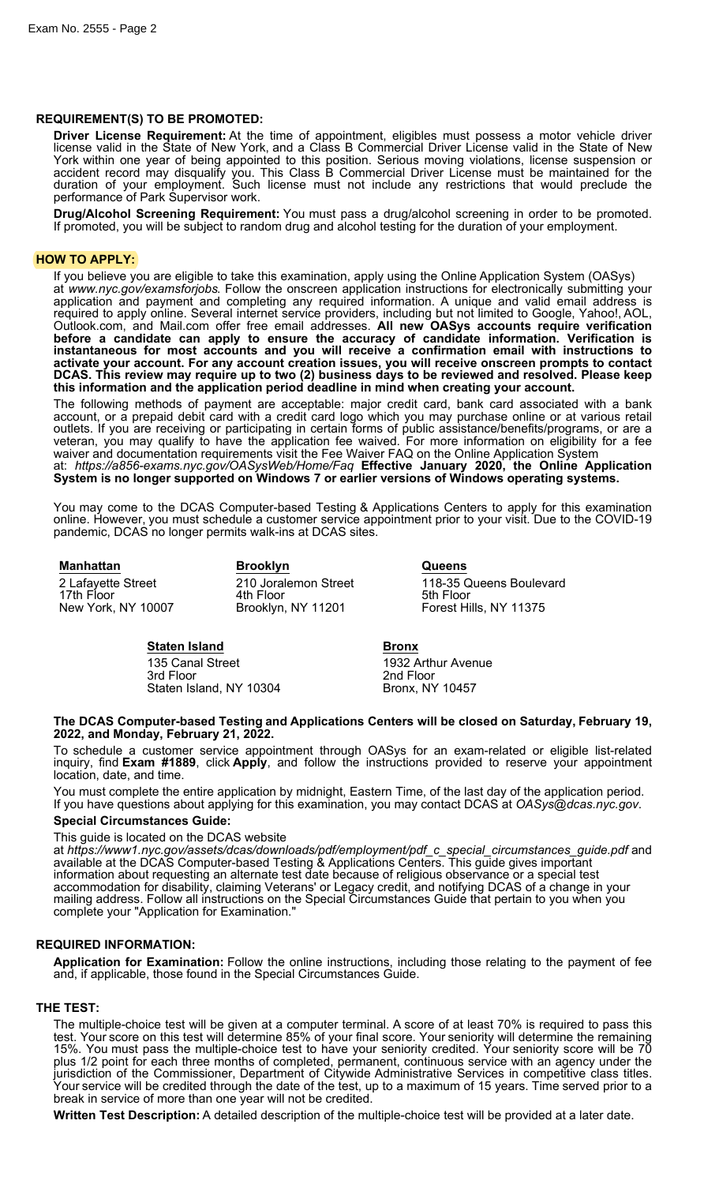## REQUIREMENT(S) TO BE PROMOTED:

**Driver License Requirement:** At the time of appointment, eligibles must possess a motor vehicle driver license valid in the State of New York, and a Class B Commercial Driver License valid in the State of New York within one year of being appointed to this position. Serious moving violations, license suspension or accident record may disqualify you. This Class B Commercial Driver License must be maintained for the duration of your employment. Such license must not include any restrictions that would preclude the performance of Park Supervisor work.

**Drug/Alcohol Screening Requirement:** You must pass a drug/alcohol screening in order to be promoted. If promoted, you will be subject to random drug and alcohol testing for the duration of your employment.

## HOW TO APPLY:

If you believe you are eligible to take this examination, apply using the Online Application System (OASys) at *www.nyc.gov/examsforjobs*. Follow the onscreen application instructions for electronically submitting your application and payment and completing any required information. A unique and valid email address is required to apply online. Several internet service providers, including but not limited to Google, Yahoo!, AOL, Outlook.com, and Mail.com offer free email addresses. **All new OASys accounts require verification before a candidate can apply to ensure the accuracy of candidate information. Verification is instantaneous for most accounts and you will receive a confirmation email with instructions to activate your account. For any account creation issues, you will receive onscreen prompts to contact DCAS. This review may require up to two (2) business days to be reviewed and resolved. Please keep this information and the application period deadline in mind when creating your account.**

The following methods of payment are acceptable: major credit card, bank card associated with a bank account, or a prepaid debit card with a credit card logo which you may purchase online or at various retail outlets. If you are receiving or participating in certain forms of public assistance/benefits/programs, or are a veteran, you may qualify to have the application fee waived. For more information on eligibility for a fee waiver and documentation requirements visit the Fee Waiver FAQ on the Online Application System at: *https://a856-exams.nyc.gov/OASysWeb/Home/Faq* **Effective January 2020, the Online Application System is no longer supported on Windows 7 or earlier versions of Windows operating systems.**

You may come to the DCAS Computer-based Testing & Applications Centers to apply for this examination online. However, you must schedule a customer service appointment prior to your visit. Due to the COVID-19 pandemic, DCAS no longer permits walk-ins at DCAS sites.

**Manhattan**
2 Lafayette Street
17th Floor
New York, NY 10007

**Brooklyn**
210 Joralemon Street
4th Floor
Brooklyn, NY 11201

**Queens**
118-35 Queens Boulevard
5th Floor
Forest Hills, NY 11375

**Staten Island**
135 Canal Street
3rd Floor
Staten Island, NY 10304

**Bronx**
1932 Arthur Avenue
2nd Floor
Bronx, NY 10457

**The DCAS Computer-based Testing and Applications Centers will be closed on Saturday, February 19, 2022, and Monday, February 21, 2022.**

To schedule a customer service appointment through OASys for an exam-related or eligible list-related inquiry, find **Exam #1889**, click **Apply**, and follow the instructions provided to reserve your appointment location, date, and time.

You must complete the entire application by midnight, Eastern Time, of the last day of the application period. If you have questions about applying for this examination, you may contact DCAS at *OASys@dcas.nyc.gov*.

**Special Circumstances Guide:**

This guide is located on the DCAS website at *https://www1.nyc.gov/assets/dcas/downloads/pdf/employment/pdf_c_special_circumstances_guide.pdf* and available at the DCAS Computer-based Testing & Applications Centers. This guide gives important information about requesting an alternate test date because of religious observance or a special test accommodation for disability, claiming Veterans' or Legacy credit, and notifying DCAS of a change in your mailing address. Follow all instructions on the Special Circumstances Guide that pertain to you when you complete your "Application for Examination."

## REQUIRED INFORMATION:

**Application for Examination:** Follow the online instructions, including those relating to the payment of fee and, if applicable, those found in the Special Circumstances Guide.

## THE TEST:

The multiple-choice test will be given at a computer terminal. A score of at least 70% is required to pass this test. Your score on this test will determine 85% of your final score. Your seniority will determine the remaining 15%. You must pass the multiple-choice test to have your seniority credited. Your seniority score will be 70 plus 1/2 point for each three months of completed, permanent, continuous service with an agency under the jurisdiction of the Commissioner, Department of Citywide Administrative Services in competitive class titles. Your service will be credited through the date of the test, up to a maximum of 15 years. Time served prior to a break in service of more than one year will not be credited.

**Written Test Description:** A detailed description of the multiple-choice test will be provided at a later date.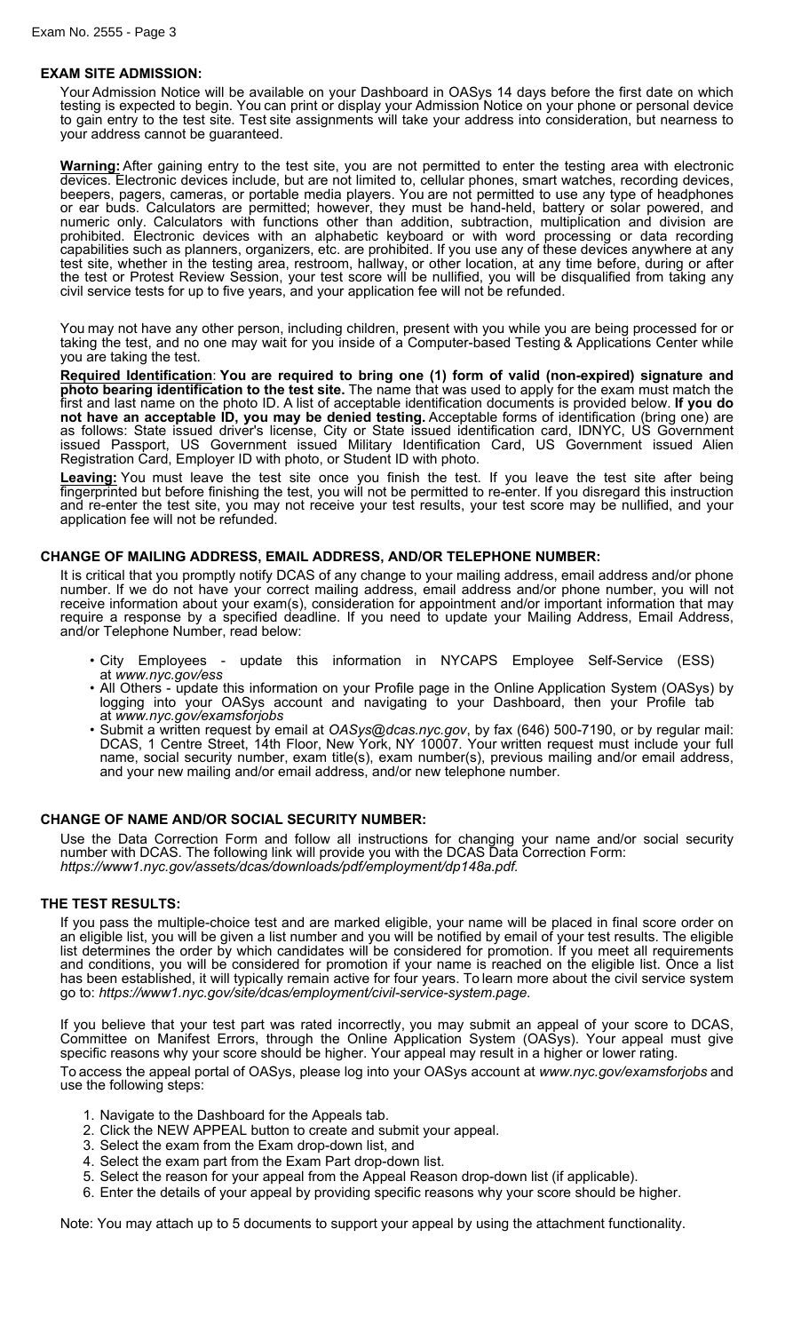## EXAM SITE ADMISSION:

Your Admission Notice will be available on your Dashboard in OASys 14 days before the first date on which testing is expected to begin. You can print or display your Admission Notice on your phone or personal device to gain entry to the test site. Test site assignments will take your address into consideration, but nearness to your address cannot be guaranteed.

**Warning:** After gaining entry to the test site, you are not permitted to enter the testing area with electronic devices. Electronic devices include, but are not limited to, cellular phones, smart watches, recording devices, beepers, pagers, cameras, or portable media players. You are not permitted to use any type of headphones or ear buds. Calculators are permitted; however, they must be hand-held, battery or solar powered, and numeric only. Calculators with functions other than addition, subtraction, multiplication and division are prohibited. Electronic devices with an alphabetic keyboard or with word processing or data recording capabilities such as planners, organizers, etc. are prohibited. If you use any of these devices anywhere at any test site, whether in the testing area, restroom, hallway, or other location, at any time before, during or after the test or Protest Review Session, your test score will be nullified, you will be disqualified from taking any civil service tests for up to five years, and your application fee will not be refunded.

You may not have any other person, including children, present with you while you are being processed for or taking the test, and no one may wait for you inside of a Computer-based Testing & Applications Center while you are taking the test.

**Required Identification**: **You are required to bring one (1) form of valid (non-expired) signature and photo bearing identification to the test site.** The name that was used to apply for the exam must match the first and last name on the photo ID. A list of acceptable identification documents is provided below. **If you do not have an acceptable ID, you may be denied testing.** Acceptable forms of identification (bring one) are as follows: State issued driver's license, City or State issued identification card, IDNYC, US Government issued Passport, US Government issued Military Identification Card, US Government issued Alien Registration Card, Employer ID with photo, or Student ID with photo.

**Leaving:** You must leave the test site once you finish the test. If you leave the test site after being fingerprinted but before finishing the test, you will not be permitted to re-enter. If you disregard this instruction and re-enter the test site, you may not receive your test results, your test score may be nullified, and your application fee will not be refunded.

## CHANGE OF MAILING ADDRESS, EMAIL ADDRESS, AND/OR TELEPHONE NUMBER:

It is critical that you promptly notify DCAS of any change to your mailing address, email address and/or phone number. If we do not have your correct mailing address, email address and/or phone number, you will not receive information about your exam(s), consideration for appointment and/or important information that may require a response by a specified deadline. If you need to update your Mailing Address, Email Address, and/or Telephone Number, read below:

- City Employees - update this information in NYCAPS Employee Self-Service (ESS) at *www.nyc.gov/ess*
- All Others - update this information on your Profile page in the Online Application System (OASys) by logging into your OASys account and navigating to your Dashboard, then your Profile tab at *www.nyc.gov/examsforjobs*
- Submit a written request by email at *OASys@dcas.nyc.gov*, by fax (646) 500-7190, or by regular mail: DCAS, 1 Centre Street, 14th Floor, New York, NY 10007. Your written request must include your full name, social security number, exam title(s), exam number(s), previous mailing and/or email address, and your new mailing and/or email address, and/or new telephone number.

## CHANGE OF NAME AND/OR SOCIAL SECURITY NUMBER:

Use the Data Correction Form and follow all instructions for changing your name and/or social security number with DCAS. The following link will provide you with the DCAS Data Correction Form: *https://www1.nyc.gov/assets/dcas/downloads/pdf/employment/dp148a.pdf*.

## THE TEST RESULTS:

If you pass the multiple-choice test and are marked eligible, your name will be placed in final score order on an eligible list, you will be given a list number and you will be notified by email of your test results. The eligible list determines the order by which candidates will be considered for promotion. If you meet all requirements and conditions, you will be considered for promotion if your name is reached on the eligible list. Once a list has been established, it will typically remain active for four years. To learn more about the civil service system go to: *https://www1.nyc.gov/site/dcas/employment/civil-service-system.page*.

If you believe that your test part was rated incorrectly, you may submit an appeal of your score to DCAS, Committee on Manifest Errors, through the Online Application System (OASys). Your appeal must give specific reasons why your score should be higher. Your appeal may result in a higher or lower rating.

To access the appeal portal of OASys, please log into your OASys account at *www.nyc.gov/examsforjobs* and use the following steps:

1. Navigate to the Dashboard for the Appeals tab.
2. Click the NEW APPEAL button to create and submit your appeal.
3. Select the exam from the Exam drop-down list, and
4. Select the exam part from the Exam Part drop-down list.
5. Select the reason for your appeal from the Appeal Reason drop-down list (if applicable).
6. Enter the details of your appeal by providing specific reasons why your score should be higher.

Note: You may attach up to 5 documents to support your appeal by using the attachment functionality.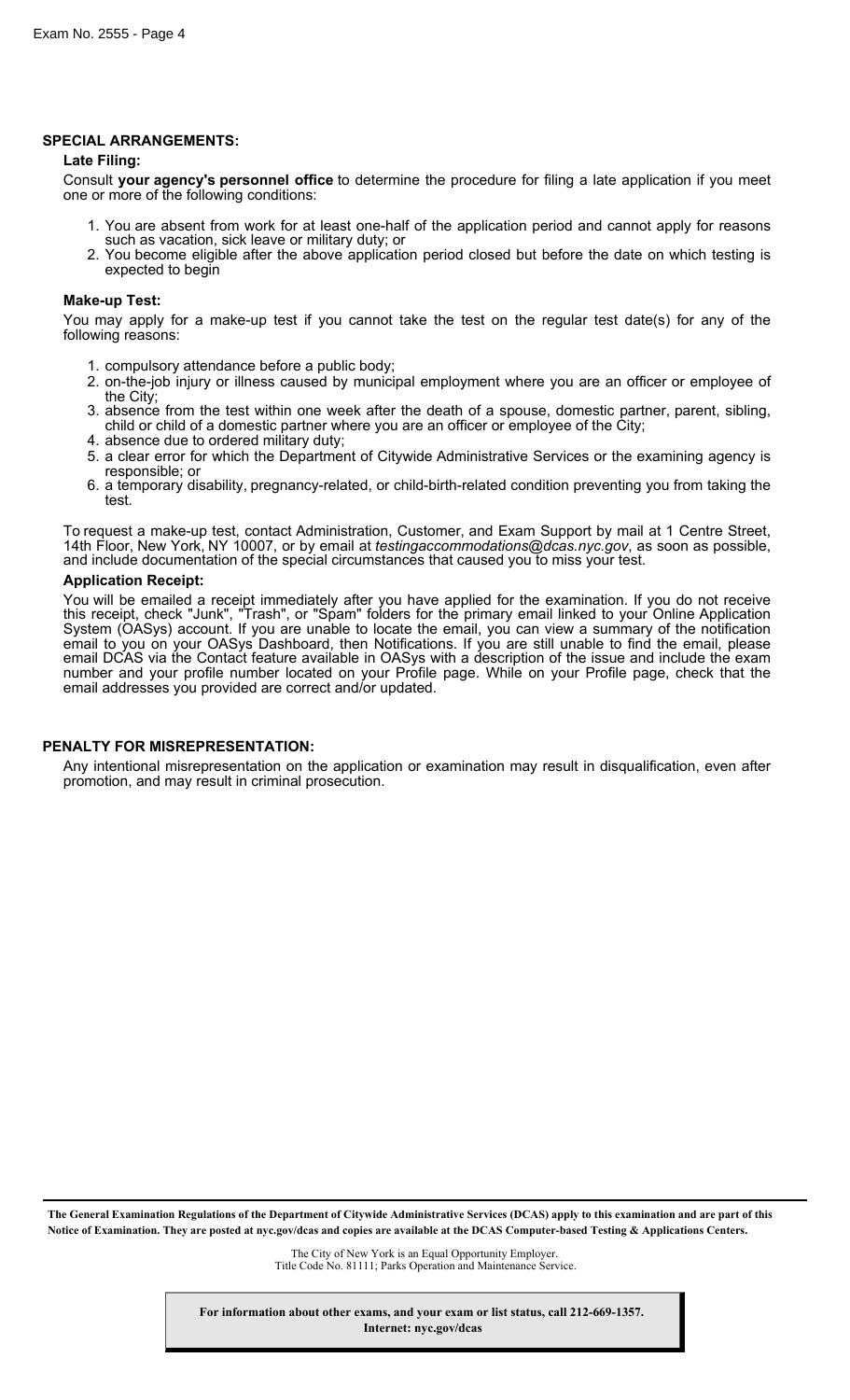## SPECIAL ARRANGEMENTS:

### Late Filing:

Consult **your agency's personnel office** to determine the procedure for filing a late application if you meet one or more of the following conditions:

1. You are absent from work for at least one-half of the application period and cannot apply for reasons such as vacation, sick leave or military duty; or
2. You become eligible after the above application period closed but before the date on which testing is expected to begin

### Make-up Test:

You may apply for a make-up test if you cannot take the test on the regular test date(s) for any of the following reasons:

1. compulsory attendance before a public body;
2. on-the-job injury or illness caused by municipal employment where you are an officer or employee of the City;
3. absence from the test within one week after the death of a spouse, domestic partner, parent, sibling, child or child of a domestic partner where you are an officer or employee of the City;
4. absence due to ordered military duty;
5. a clear error for which the Department of Citywide Administrative Services or the examining agency is responsible; or
6. a temporary disability, pregnancy-related, or child-birth-related condition preventing you from taking the test.

To request a make-up test, contact Administration, Customer, and Exam Support by mail at 1 Centre Street, 14th Floor, New York, NY 10007, or by email at *testingaccommodations@dcas.nyc.gov*, as soon as possible, and include documentation of the special circumstances that caused you to miss your test.

### Application Receipt:

You will be emailed a receipt immediately after you have applied for the examination. If you do not receive this receipt, check "Junk", "Trash", or "Spam" folders for the primary email linked to your Online Application System (OASys) account. If you are unable to locate the email, you can view a summary of the notification email to you on your OASys Dashboard, then Notifications. If you are still unable to find the email, please email DCAS via the Contact feature available in OASys with a description of the issue and include the exam number and your profile number located on your Profile page. While on your Profile page, check that the email addresses you provided are correct and/or updated.

## PENALTY FOR MISREPRESENTATION:

Any intentional misrepresentation on the application or examination may result in disqualification, even after promotion, and may result in criminal prosecution.

---

**The General Examination Regulations of the Department of Citywide Administrative Services (DCAS) apply to this examination and are part of this Notice of Examination. They are posted at nyc.gov/dcas and copies are available at the DCAS Computer-based Testing & Applications Centers.**

The City of New York is an Equal Opportunity Employer.
Title Code No. 81111; Parks Operation and Maintenance Service.

**For information about other exams, and your exam or list status, call 212-669-1357.**
**Internet: nyc.gov/dcas**